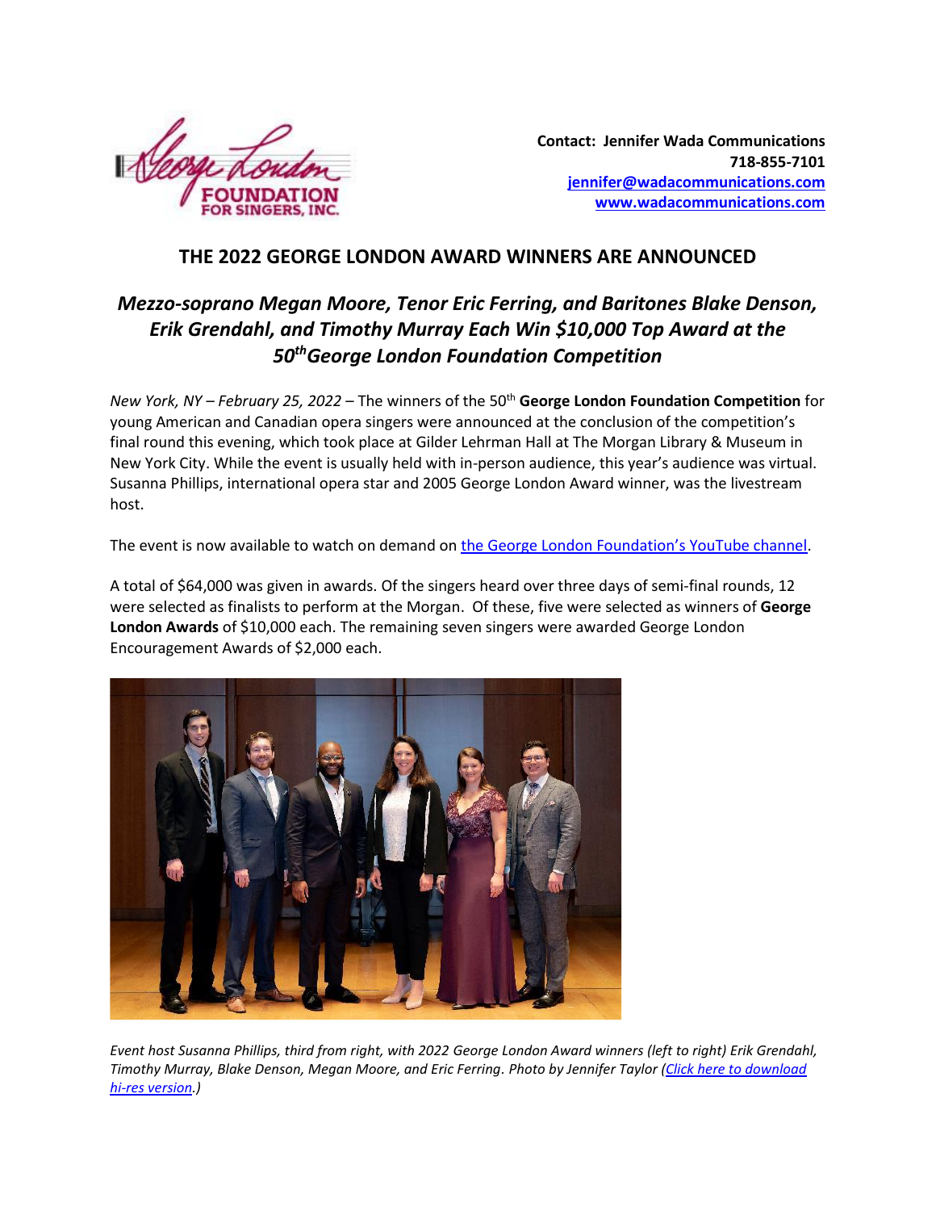Contact: Jennifer Wada Communications
718-855-7101
jennifer@wadacommunications.com
www.wadacommunications.com

# THE 2022 GEORGE LONDON AWARD WINNERS ARE ANNOUNCED

## *Mezzo-soprano Megan Moore, Tenor Eric Ferring, and Baritones Blake Denson, Erik Grendahl, and Timothy Murray Each Win $10,000 Top Award at the 50th George London Foundation Competition*

*New York, NY – February 25, 2022* – The winners of the 50th **George London Foundation Competition** for young American and Canadian opera singers were announced at the conclusion of the competition's final round this evening, which took place at Gilder Lehrman Hall at The Morgan Library & Museum in New York City. While the event is usually held with in-person audience, this year's audience was virtual. Susanna Phillips, international opera star and 2005 George London Award winner, was the livestream host.

The event is now available to watch on demand on the George London Foundation's YouTube channel.

A total of $64,000 was given in awards. Of the singers heard over three days of semi-final rounds, 12 were selected as finalists to perform at the Morgan. Of these, five were selected as winners of **George London Awards** of $10,000 each. The remaining seven singers were awarded George London Encouragement Awards of $2,000 each.

*Event host Susanna Phillips, third from right, with 2022 George London Award winners (left to right) Erik Grendahl, Timothy Murray, Blake Denson, Megan Moore, and Eric Ferring. Photo by Jennifer Taylor (Click here to download hi-res version.)*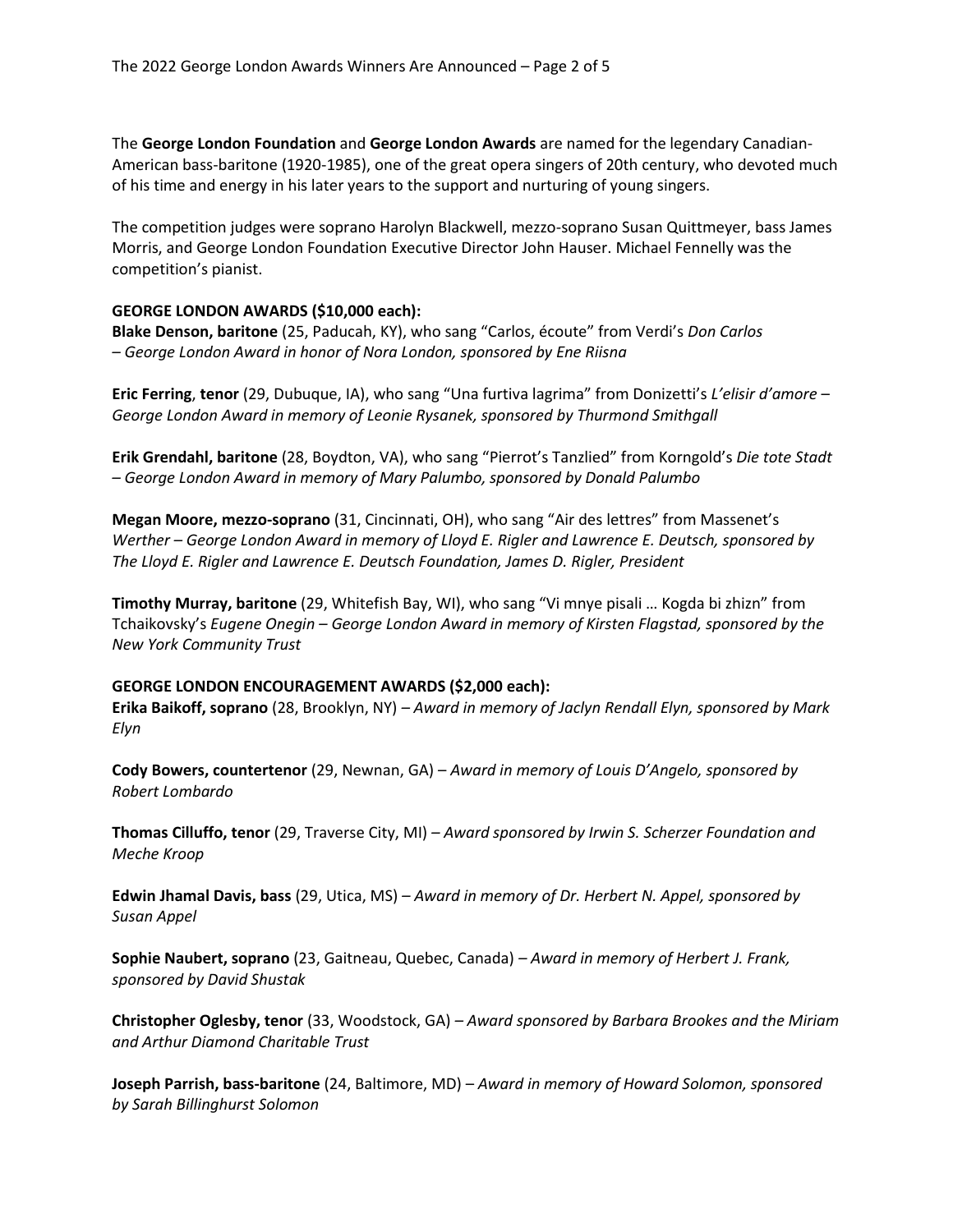The **George London Foundation** and **George London Awards** are named for the legendary Canadian-American bass-baritone (1920-1985), one of the great opera singers of 20th century, who devoted much of his time and energy in his later years to the support and nurturing of young singers.

The competition judges were soprano Harolyn Blackwell, mezzo-soprano Susan Quittmeyer, bass James Morris, and George London Foundation Executive Director John Hauser. Michael Fennelly was the competition's pianist.

**GEORGE LONDON AWARDS ($10,000 each):**

**Blake Denson, baritone** (25, Paducah, KY), who sang "Carlos, écoute" from Verdi's *Don Carlos* – *George London Award in honor of Nora London, sponsored by Ene Riisna*

**Eric Ferring**, **tenor** (29, Dubuque, IA), who sang "Una furtiva lagrima" from Donizetti's *L'elisir d'amore* – *George London Award in memory of Leonie Rysanek, sponsored by Thurmond Smithgall*

**Erik Grendahl, baritone** (28, Boydton, VA), who sang "Pierrot's Tanzlied" from Korngold's *Die tote Stadt* – *George London Award in memory of Mary Palumbo, sponsored by Donald Palumbo*

**Megan Moore, mezzo-soprano** (31, Cincinnati, OH), who sang "Air des lettres" from Massenet's *Werther – George London Award in memory of Lloyd E. Rigler and Lawrence E. Deutsch, sponsored by The Lloyd E. Rigler and Lawrence E. Deutsch Foundation, James D. Rigler, President*

**Timothy Murray, baritone** (29, Whitefish Bay, WI), who sang "Vi mnye pisali … Kogda bi zhizn" from Tchaikovsky's *Eugene Onegin – George London Award in memory of Kirsten Flagstad, sponsored by the New York Community Trust*

**GEORGE LONDON ENCOURAGEMENT AWARDS ($2,000 each):**

**Erika Baikoff, soprano** (28, Brooklyn, NY) – *Award in memory of Jaclyn Rendall Elyn, sponsored by Mark Elyn*

**Cody Bowers, countertenor** (29, Newnan, GA) – *Award in memory of Louis D'Angelo, sponsored by Robert Lombardo*

**Thomas Cilluffo, tenor** (29, Traverse City, MI) – *Award sponsored by Irwin S. Scherzer Foundation and Meche Kroop*

**Edwin Jhamal Davis, bass** (29, Utica, MS) – *Award in memory of Dr. Herbert N. Appel, sponsored by Susan Appel*

**Sophie Naubert, soprano** (23, Gaitneau, Quebec, Canada) – *Award in memory of Herbert J. Frank, sponsored by David Shustak*

**Christopher Oglesby, tenor** (33, Woodstock, GA) – *Award sponsored by Barbara Brookes and the Miriam and Arthur Diamond Charitable Trust*

**Joseph Parrish, bass-baritone** (24, Baltimore, MD) – *Award in memory of Howard Solomon, sponsored by Sarah Billinghurst Solomon*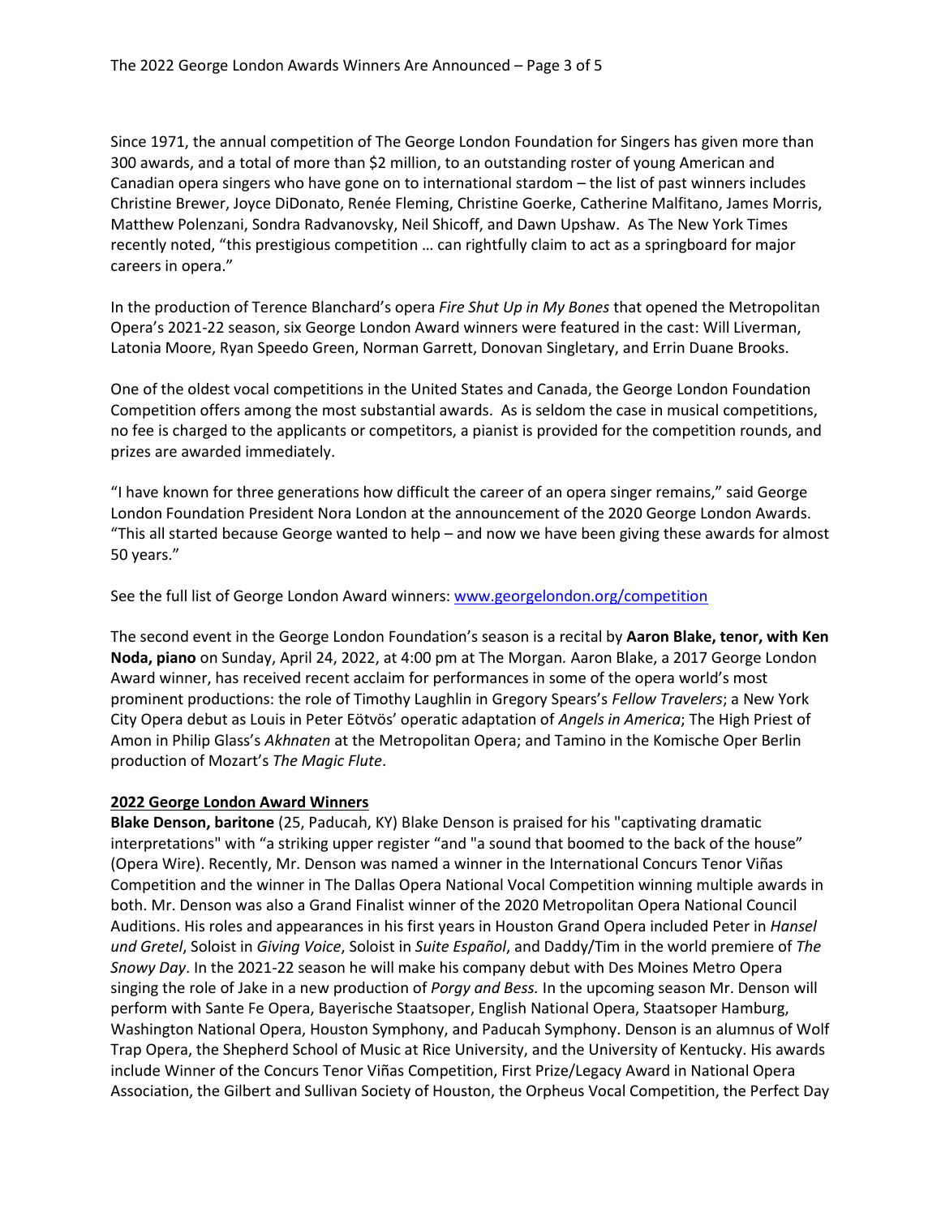Since 1971, the annual competition of The George London Foundation for Singers has given more than 300 awards, and a total of more than $2 million, to an outstanding roster of young American and Canadian opera singers who have gone on to international stardom – the list of past winners includes Christine Brewer, Joyce DiDonato, Renée Fleming, Christine Goerke, Catherine Malfitano, James Morris, Matthew Polenzani, Sondra Radvanovsky, Neil Shicoff, and Dawn Upshaw. As The New York Times recently noted, "this prestigious competition … can rightfully claim to act as a springboard for major careers in opera."

In the production of Terence Blanchard's opera *Fire Shut Up in My Bones* that opened the Metropolitan Opera's 2021-22 season, six George London Award winners were featured in the cast: Will Liverman, Latonia Moore, Ryan Speedo Green, Norman Garrett, Donovan Singletary, and Errin Duane Brooks.

One of the oldest vocal competitions in the United States and Canada, the George London Foundation Competition offers among the most substantial awards. As is seldom the case in musical competitions, no fee is charged to the applicants or competitors, a pianist is provided for the competition rounds, and prizes are awarded immediately.

"I have known for three generations how difficult the career of an opera singer remains," said George London Foundation President Nora London at the announcement of the 2020 George London Awards. "This all started because George wanted to help – and now we have been giving these awards for almost 50 years."

See the full list of George London Award winners: [www.georgelondon.org/competition](http://www.georgelondon.org/competition)

The second event in the George London Foundation's season is a recital by **Aaron Blake, tenor, with Ken Noda, piano** on Sunday, April 24, 2022, at 4:00 pm at The Morgan. Aaron Blake, a 2017 George London Award winner, has received recent acclaim for performances in some of the opera world's most prominent productions: the role of Timothy Laughlin in Gregory Spears's *Fellow Travelers*; a New York City Opera debut as Louis in Peter Eötvös' operatic adaptation of *Angels in America*; The High Priest of Amon in Philip Glass's *Akhnaten* at the Metropolitan Opera; and Tamino in the Komische Oper Berlin production of Mozart's *The Magic Flute*.

**2022 George London Award Winners**

**Blake Denson, baritone** (25, Paducah, KY) Blake Denson is praised for his "captivating dramatic interpretations" with "a striking upper register "and "a sound that boomed to the back of the house" (Opera Wire). Recently, Mr. Denson was named a winner in the International Concurs Tenor Viñas Competition and the winner in The Dallas Opera National Vocal Competition winning multiple awards in both. Mr. Denson was also a Grand Finalist winner of the 2020 Metropolitan Opera National Council Auditions. His roles and appearances in his first years in Houston Grand Opera included Peter in *Hansel und Gretel*, Soloist in *Giving Voice*, Soloist in *Suite Español*, and Daddy/Tim in the world premiere of *The Snowy Day*. In the 2021-22 season he will make his company debut with Des Moines Metro Opera singing the role of Jake in a new production of *Porgy and Bess.* In the upcoming season Mr. Denson will perform with Sante Fe Opera, Bayerische Staatsoper, English National Opera, Staatsoper Hamburg, Washington National Opera, Houston Symphony, and Paducah Symphony. Denson is an alumnus of Wolf Trap Opera, the Shepherd School of Music at Rice University, and the University of Kentucky. His awards include Winner of the Concurs Tenor Viñas Competition, First Prize/Legacy Award in National Opera Association, the Gilbert and Sullivan Society of Houston, the Orpheus Vocal Competition, the Perfect Day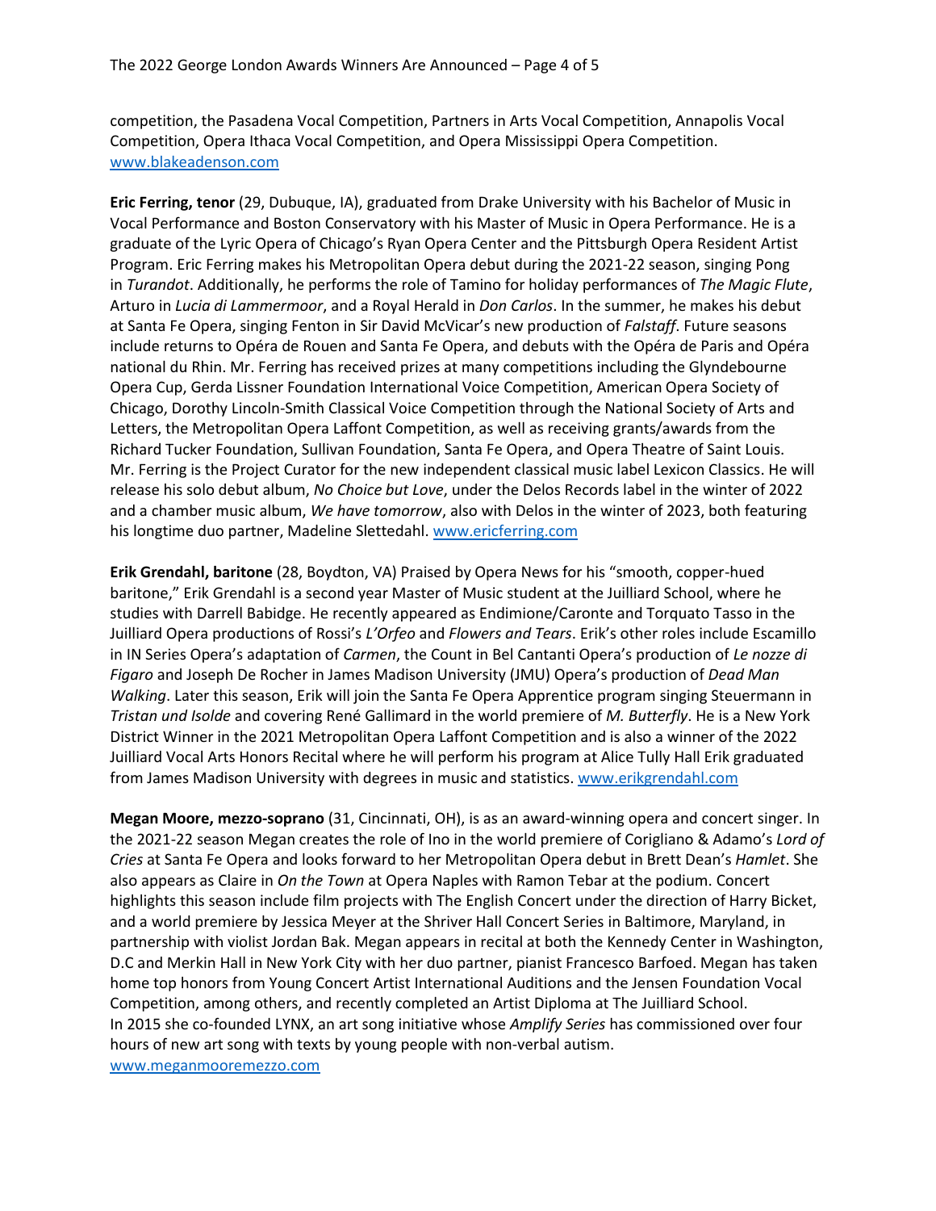competition, the Pasadena Vocal Competition, Partners in Arts Vocal Competition, Annapolis Vocal Competition, Opera Ithaca Vocal Competition, and Opera Mississippi Opera Competition. [www.blakeadenson.com](www.blakeadenson.com)

**Eric Ferring, tenor** (29, Dubuque, IA), graduated from Drake University with his Bachelor of Music in Vocal Performance and Boston Conservatory with his Master of Music in Opera Performance. He is a graduate of the Lyric Opera of Chicago's Ryan Opera Center and the Pittsburgh Opera Resident Artist Program. Eric Ferring makes his Metropolitan Opera debut during the 2021-22 season, singing Pong in *Turandot*. Additionally, he performs the role of Tamino for holiday performances of *The Magic Flute*, Arturo in *Lucia di Lammermoor*, and a Royal Herald in *Don Carlos*. In the summer, he makes his debut at Santa Fe Opera, singing Fenton in Sir David McVicar's new production of *Falstaff*. Future seasons include returns to Opéra de Rouen and Santa Fe Opera, and debuts with the Opéra de Paris and Opéra national du Rhin. Mr. Ferring has received prizes at many competitions including the Glyndebourne Opera Cup, Gerda Lissner Foundation International Voice Competition, American Opera Society of Chicago, Dorothy Lincoln-Smith Classical Voice Competition through the National Society of Arts and Letters, the Metropolitan Opera Laffont Competition, as well as receiving grants/awards from the Richard Tucker Foundation, Sullivan Foundation, Santa Fe Opera, and Opera Theatre of Saint Louis. Mr. Ferring is the Project Curator for the new independent classical music label Lexicon Classics. He will release his solo debut album, *No Choice but Love*, under the Delos Records label in the winter of 2022 and a chamber music album, *We have tomorrow*, also with Delos in the winter of 2023, both featuring his longtime duo partner, Madeline Slettedahl. [www.ericferring.com](www.ericferring.com)

**Erik Grendahl, baritone** (28, Boydton, VA) Praised by Opera News for his "smooth, copper-hued baritone," Erik Grendahl is a second year Master of Music student at the Juilliard School, where he studies with Darrell Babidge. He recently appeared as Endimione/Caronte and Torquato Tasso in the Juilliard Opera productions of Rossi's *L'Orfeo* and *Flowers and Tears*. Erik's other roles include Escamillo in IN Series Opera's adaptation of *Carmen*, the Count in Bel Cantanti Opera's production of *Le nozze di Figaro* and Joseph De Rocher in James Madison University (JMU) Opera's production of *Dead Man Walking*. Later this season, Erik will join the Santa Fe Opera Apprentice program singing Steuermann in *Tristan und Isolde* and covering René Gallimard in the world premiere of *M. Butterfly*. He is a New York District Winner in the 2021 Metropolitan Opera Laffont Competition and is also a winner of the 2022 Juilliard Vocal Arts Honors Recital where he will perform his program at Alice Tully Hall Erik graduated from James Madison University with degrees in music and statistics. [www.erikgrendahl.com](www.erikgrendahl.com)

**Megan Moore, mezzo-soprano** (31, Cincinnati, OH), is as an award-winning opera and concert singer. In the 2021-22 season Megan creates the role of Ino in the world premiere of Corigliano & Adamo's *Lord of Cries* at Santa Fe Opera and looks forward to her Metropolitan Opera debut in Brett Dean's *Hamlet*. She also appears as Claire in *On the Town* at Opera Naples with Ramon Tebar at the podium. Concert highlights this season include film projects with The English Concert under the direction of Harry Bicket, and a world premiere by Jessica Meyer at the Shriver Hall Concert Series in Baltimore, Maryland, in partnership with violist Jordan Bak. Megan appears in recital at both the Kennedy Center in Washington, D.C and Merkin Hall in New York City with her duo partner, pianist Francesco Barfoed. Megan has taken home top honors from Young Concert Artist International Auditions and the Jensen Foundation Vocal Competition, among others, and recently completed an Artist Diploma at The Juilliard School.
In 2015 she co-founded LYNX, an art song initiative whose *Amplify Series* has commissioned over four hours of new art song with texts by young people with non-verbal autism.
[www.meganmooremezzo.com](www.meganmooremezzo.com)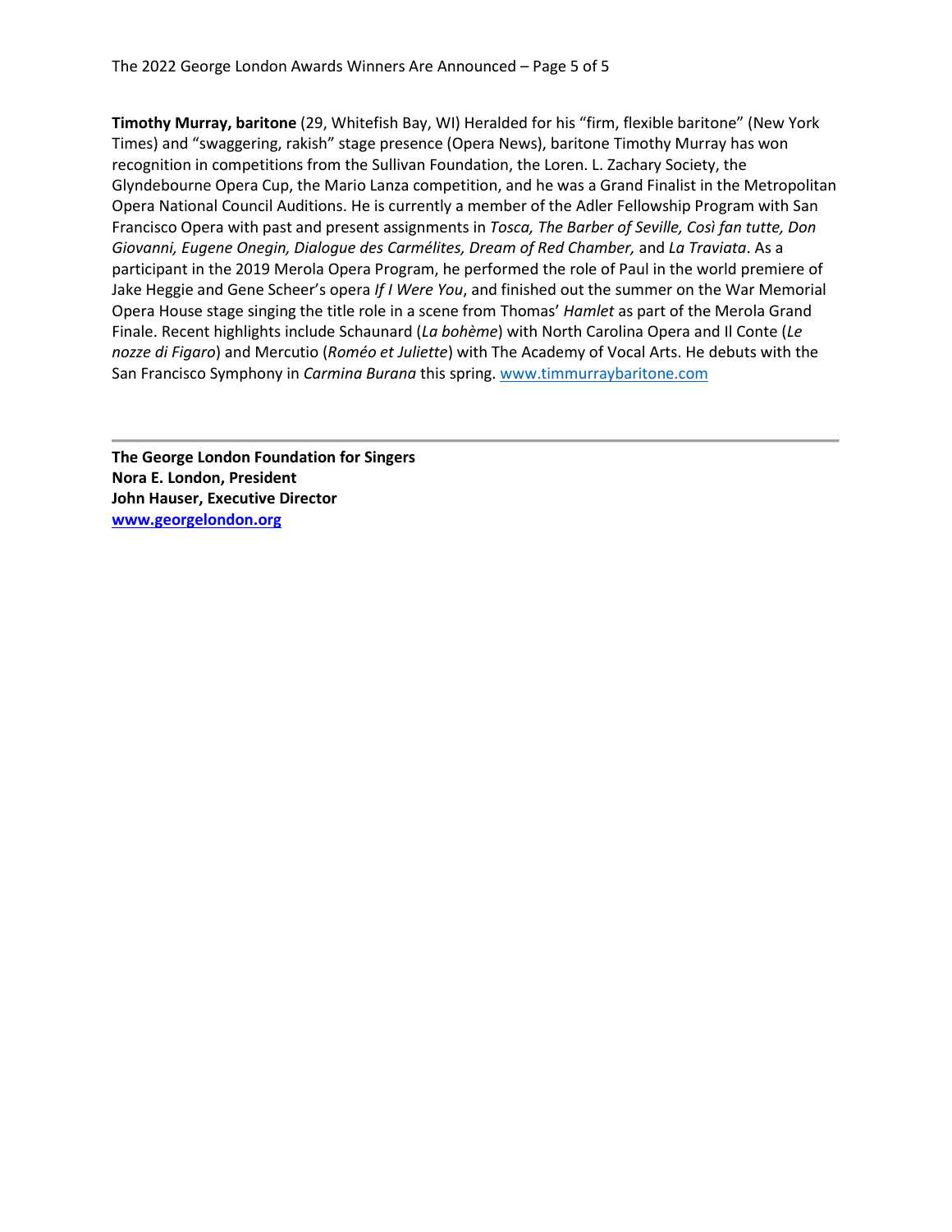**Timothy Murray, baritone** (29, Whitefish Bay, WI) Heralded for his "firm, flexible baritone" (New York Times) and "swaggering, rakish" stage presence (Opera News), baritone Timothy Murray has won recognition in competitions from the Sullivan Foundation, the Loren. L. Zachary Society, the Glyndebourne Opera Cup, the Mario Lanza competition, and he was a Grand Finalist in the Metropolitan Opera National Council Auditions. He is currently a member of the Adler Fellowship Program with San Francisco Opera with past and present assignments in *Tosca, The Barber of Seville, Così fan tutte, Don Giovanni, Eugene Onegin, Dialogue des Carmélites, Dream of Red Chamber,* and *La Traviata*. As a participant in the 2019 Merola Opera Program, he performed the role of Paul in the world premiere of Jake Heggie and Gene Scheer's opera *If I Were You*, and finished out the summer on the War Memorial Opera House stage singing the title role in a scene from Thomas' *Hamlet* as part of the Merola Grand Finale. Recent highlights include Schaunard (*La bohème*) with North Carolina Opera and Il Conte (*Le nozze di Figaro*) and Mercutio (*Roméo et Juliette*) with The Academy of Vocal Arts. He debuts with the San Francisco Symphony in *Carmina Burana* this spring. www.timmurraybaritone.com

---

**The George London Foundation for Singers**
**Nora E. London, President**
**John Hauser, Executive Director**
**www.georgelondon.org**